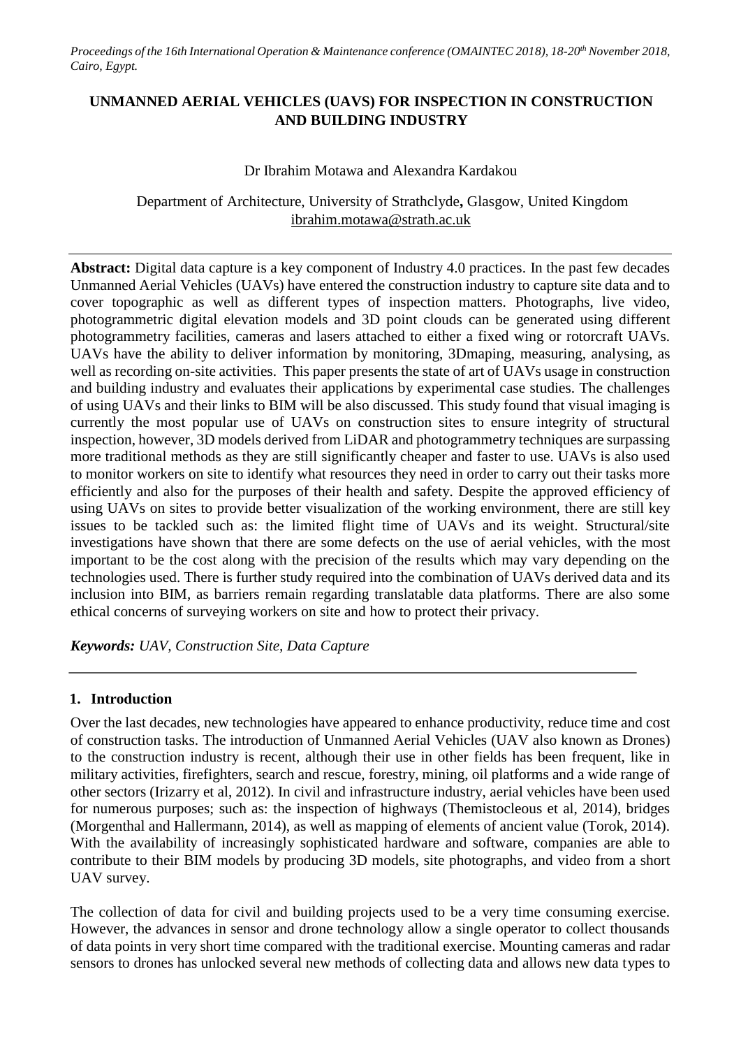*Proceedings of the 16th International Operation & Maintenance conference (OMAINTEC 2018), 18-20th November 2018, Cairo, Egypt.*

# UNMANNED AERIAL VEHICLES (UAVS) FOR INSPECTION IN CONSTRUCTION AND BUILDING INDUSTRY

Dr Ibrahim Motawa and Alexandra Kardakou

Department of Architecture, University of Strathclyde**,** Glasgow, United Kingdom
ibrahim.motawa@strath.ac.uk

---

**Abstract:** Digital data capture is a key component of Industry 4.0 practices. In the past few decades Unmanned Aerial Vehicles (UAVs) have entered the construction industry to capture site data and to cover topographic as well as different types of inspection matters. Photographs, live video, photogrammetric digital elevation models and 3D point clouds can be generated using different photogrammetry facilities, cameras and lasers attached to either a fixed wing or rotorcraft UAVs. UAVs have the ability to deliver information by monitoring, 3Dmaping, measuring, analysing, as well as recording on-site activities. This paper presents the state of art of UAVs usage in construction and building industry and evaluates their applications by experimental case studies. The challenges of using UAVs and their links to BIM will be also discussed. This study found that visual imaging is currently the most popular use of UAVs on construction sites to ensure integrity of structural inspection, however, 3D models derived from LiDAR and photogrammetry techniques are surpassing more traditional methods as they are still significantly cheaper and faster to use. UAVs is also used to monitor workers on site to identify what resources they need in order to carry out their tasks more efficiently and also for the purposes of their health and safety. Despite the approved efficiency of using UAVs on sites to provide better visualization of the working environment, there are still key issues to be tackled such as: the limited flight time of UAVs and its weight. Structural/site investigations have shown that there are some defects on the use of aerial vehicles, with the most important to be the cost along with the precision of the results which may vary depending on the technologies used. There is further study required into the combination of UAVs derived data and its inclusion into BIM, as barriers remain regarding translatable data platforms. There are also some ethical concerns of surveying workers on site and how to protect their privacy.

***Keywords:*** *UAV, Construction Site, Data Capture*

---

## 1. Introduction

Over the last decades, new technologies have appeared to enhance productivity, reduce time and cost of construction tasks. The introduction of Unmanned Aerial Vehicles (UAV also known as Drones) to the construction industry is recent, although their use in other fields has been frequent, like in military activities, firefighters, search and rescue, forestry, mining, oil platforms and a wide range of other sectors (Irizarry et al, 2012). In civil and infrastructure industry, aerial vehicles have been used for numerous purposes; such as: the inspection of highways (Themistocleous et al, 2014), bridges (Morgenthal and Hallermann, 2014), as well as mapping of elements of ancient value (Torok, 2014). With the availability of increasingly sophisticated hardware and software, companies are able to contribute to their BIM models by producing 3D models, site photographs, and video from a short UAV survey.

The collection of data for civil and building projects used to be a very time consuming exercise. However, the advances in sensor and drone technology allow a single operator to collect thousands of data points in very short time compared with the traditional exercise. Mounting cameras and radar sensors to drones has unlocked several new methods of collecting data and allows new data types to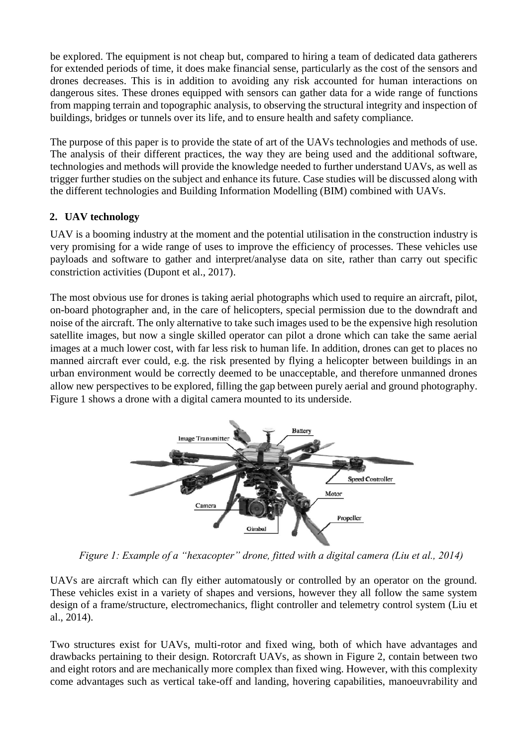be explored. The equipment is not cheap but, compared to hiring a team of dedicated data gatherers for extended periods of time, it does make financial sense, particularly as the cost of the sensors and drones decreases. This is in addition to avoiding any risk accounted for human interactions on dangerous sites. These drones equipped with sensors can gather data for a wide range of functions from mapping terrain and topographic analysis, to observing the structural integrity and inspection of buildings, bridges or tunnels over its life, and to ensure health and safety compliance.

The purpose of this paper is to provide the state of art of the UAVs technologies and methods of use. The analysis of their different practices, the way they are being used and the additional software, technologies and methods will provide the knowledge needed to further understand UAVs, as well as trigger further studies on the subject and enhance its future. Case studies will be discussed along with the different technologies and Building Information Modelling (BIM) combined with UAVs.

## 2. UAV technology

UAV is a booming industry at the moment and the potential utilisation in the construction industry is very promising for a wide range of uses to improve the efficiency of processes. These vehicles use payloads and software to gather and interpret/analyse data on site, rather than carry out specific constriction activities (Dupont et al., 2017).

The most obvious use for drones is taking aerial photographs which used to require an aircraft, pilot, on-board photographer and, in the care of helicopters, special permission due to the downdraft and noise of the aircraft. The only alternative to take such images used to be the expensive high resolution satellite images, but now a single skilled operator can pilot a drone which can take the same aerial images at a much lower cost, with far less risk to human life. In addition, drones can get to places no manned aircraft ever could, e.g. the risk presented by flying a helicopter between buildings in an urban environment would be correctly deemed to be unacceptable, and therefore unmanned drones allow new perspectives to be explored, filling the gap between purely aerial and ground photography. Figure 1 shows a drone with a digital camera mounted to its underside.

*Figure 1: Example of a "hexacopter" drone, fitted with a digital camera (Liu et al., 2014)*

UAVs are aircraft which can fly either automatously or controlled by an operator on the ground. These vehicles exist in a variety of shapes and versions, however they all follow the same system design of a frame/structure, electromechanics, flight controller and telemetry control system (Liu et al., 2014).

Two structures exist for UAVs, multi-rotor and fixed wing, both of which have advantages and drawbacks pertaining to their design. Rotorcraft UAVs, as shown in Figure 2, contain between two and eight rotors and are mechanically more complex than fixed wing. However, with this complexity come advantages such as vertical take-off and landing, hovering capabilities, manoeuvrability and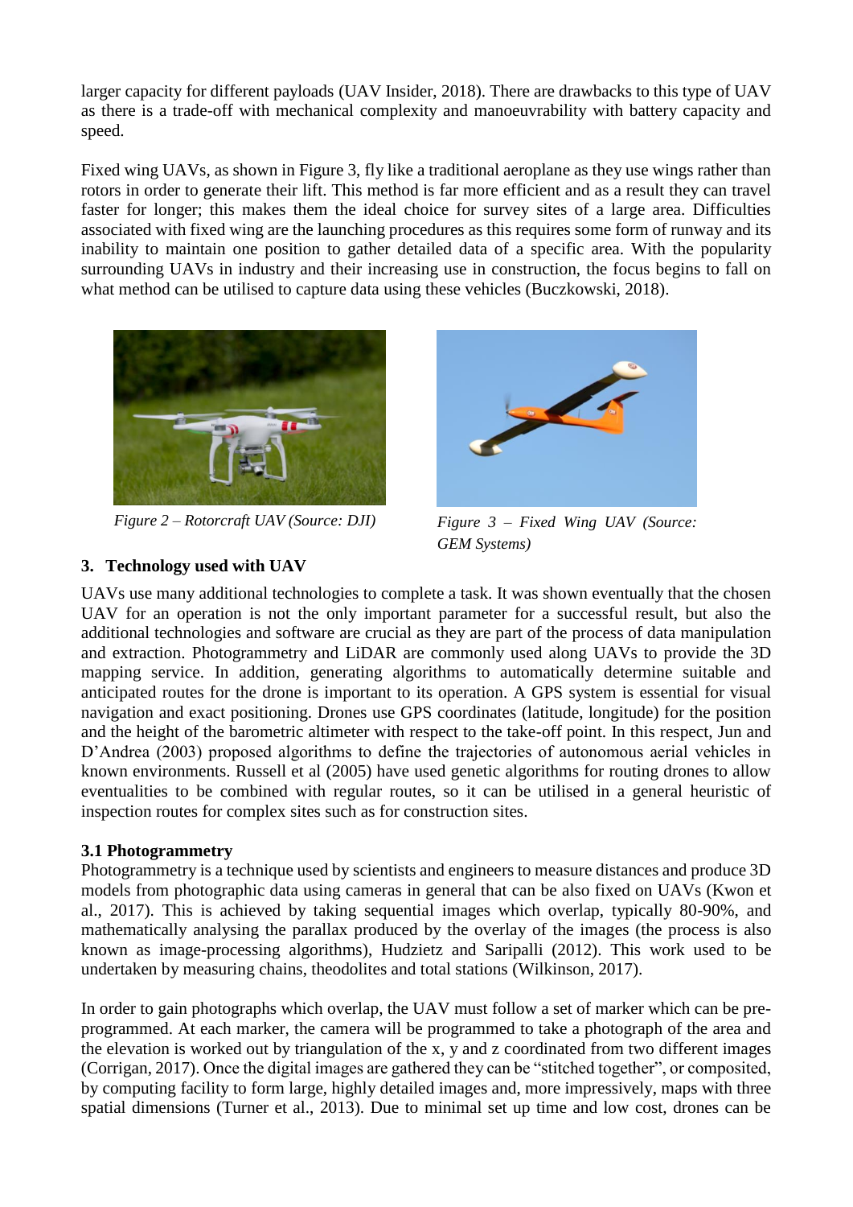larger capacity for different payloads (UAV Insider, 2018). There are drawbacks to this type of UAV as there is a trade-off with mechanical complexity and manoeuvrability with battery capacity and speed.

Fixed wing UAVs, as shown in Figure 3, fly like a traditional aeroplane as they use wings rather than rotors in order to generate their lift. This method is far more efficient and as a result they can travel faster for longer; this makes them the ideal choice for survey sites of a large area. Difficulties associated with fixed wing are the launching procedures as this requires some form of runway and its inability to maintain one position to gather detailed data of a specific area. With the popularity surrounding UAVs in industry and their increasing use in construction, the focus begins to fall on what method can be utilised to capture data using these vehicles (Buczkowski, 2018).

*Figure 2 – Rotorcraft UAV (Source: DJI)*

*Figure 3 – Fixed Wing UAV (Source: GEM Systems)*

## 3. Technology used with UAV

UAVs use many additional technologies to complete a task. It was shown eventually that the chosen UAV for an operation is not the only important parameter for a successful result, but also the additional technologies and software are crucial as they are part of the process of data manipulation and extraction. Photogrammetry and LiDAR are commonly used along UAVs to provide the 3D mapping service. In addition, generating algorithms to automatically determine suitable and anticipated routes for the drone is important to its operation. A GPS system is essential for visual navigation and exact positioning. Drones use GPS coordinates (latitude, longitude) for the position and the height of the barometric altimeter with respect to the take-off point. In this respect, Jun and D'Andrea (2003) proposed algorithms to define the trajectories of autonomous aerial vehicles in known environments. Russell et al (2005) have used genetic algorithms for routing drones to allow eventualities to be combined with regular routes, so it can be utilised in a general heuristic of inspection routes for complex sites such as for construction sites.

### 3.1 Photogrammetry

Photogrammetry is a technique used by scientists and engineers to measure distances and produce 3D models from photographic data using cameras in general that can be also fixed on UAVs (Kwon et al., 2017). This is achieved by taking sequential images which overlap, typically 80-90%, and mathematically analysing the parallax produced by the overlay of the images (the process is also known as image-processing algorithms), Hudzietz and Saripalli (2012). This work used to be undertaken by measuring chains, theodolites and total stations (Wilkinson, 2017).

In order to gain photographs which overlap, the UAV must follow a set of marker which can be pre-programmed. At each marker, the camera will be programmed to take a photograph of the area and the elevation is worked out by triangulation of the x, y and z coordinated from two different images (Corrigan, 2017). Once the digital images are gathered they can be "stitched together", or composited, by computing facility to form large, highly detailed images and, more impressively, maps with three spatial dimensions (Turner et al., 2013). Due to minimal set up time and low cost, drones can be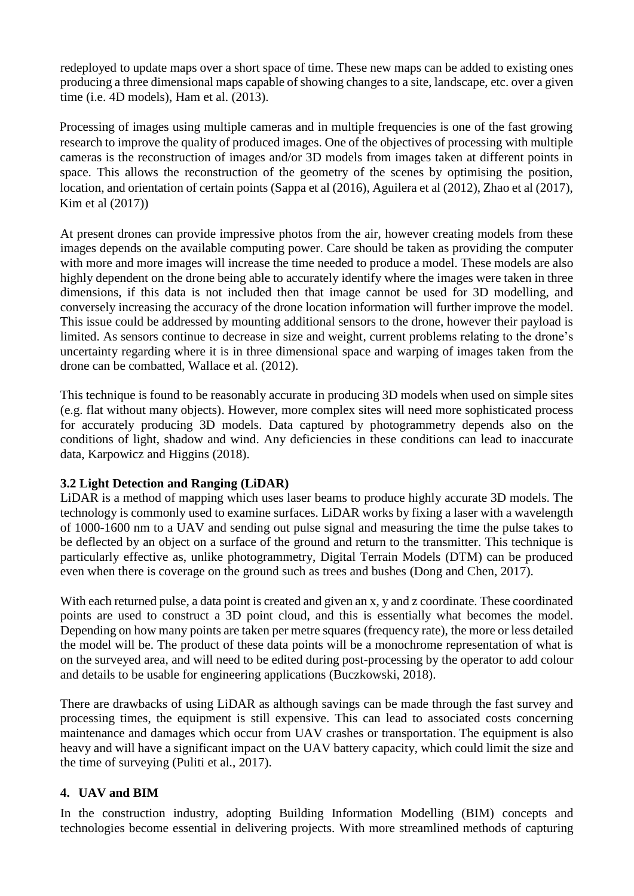redeployed to update maps over a short space of time. These new maps can be added to existing ones producing a three dimensional maps capable of showing changes to a site, landscape, etc. over a given time (i.e. 4D models), Ham et al. (2013).

Processing of images using multiple cameras and in multiple frequencies is one of the fast growing research to improve the quality of produced images. One of the objectives of processing with multiple cameras is the reconstruction of images and/or 3D models from images taken at different points in space. This allows the reconstruction of the geometry of the scenes by optimising the position, location, and orientation of certain points (Sappa et al (2016), Aguilera et al (2012), Zhao et al (2017), Kim et al (2017))

At present drones can provide impressive photos from the air, however creating models from these images depends on the available computing power. Care should be taken as providing the computer with more and more images will increase the time needed to produce a model. These models are also highly dependent on the drone being able to accurately identify where the images were taken in three dimensions, if this data is not included then that image cannot be used for 3D modelling, and conversely increasing the accuracy of the drone location information will further improve the model. This issue could be addressed by mounting additional sensors to the drone, however their payload is limited. As sensors continue to decrease in size and weight, current problems relating to the drone's uncertainty regarding where it is in three dimensional space and warping of images taken from the drone can be combatted, Wallace et al. (2012).

This technique is found to be reasonably accurate in producing 3D models when used on simple sites (e.g. flat without many objects). However, more complex sites will need more sophisticated process for accurately producing 3D models. Data captured by photogrammetry depends also on the conditions of light, shadow and wind. Any deficiencies in these conditions can lead to inaccurate data, Karpowicz and Higgins (2018).

### 3.2 Light Detection and Ranging (LiDAR)

LiDAR is a method of mapping which uses laser beams to produce highly accurate 3D models. The technology is commonly used to examine surfaces. LiDAR works by fixing a laser with a wavelength of 1000-1600 nm to a UAV and sending out pulse signal and measuring the time the pulse takes to be deflected by an object on a surface of the ground and return to the transmitter. This technique is particularly effective as, unlike photogrammetry, Digital Terrain Models (DTM) can be produced even when there is coverage on the ground such as trees and bushes (Dong and Chen, 2017).

With each returned pulse, a data point is created and given an x, y and z coordinate. These coordinated points are used to construct a 3D point cloud, and this is essentially what becomes the model. Depending on how many points are taken per metre squares (frequency rate), the more or less detailed the model will be. The product of these data points will be a monochrome representation of what is on the surveyed area, and will need to be edited during post-processing by the operator to add colour and details to be usable for engineering applications (Buczkowski, 2018).

There are drawbacks of using LiDAR as although savings can be made through the fast survey and processing times, the equipment is still expensive. This can lead to associated costs concerning maintenance and damages which occur from UAV crashes or transportation. The equipment is also heavy and will have a significant impact on the UAV battery capacity, which could limit the size and the time of surveying (Puliti et al., 2017).

## 4. UAV and BIM

In the construction industry, adopting Building Information Modelling (BIM) concepts and technologies become essential in delivering projects. With more streamlined methods of capturing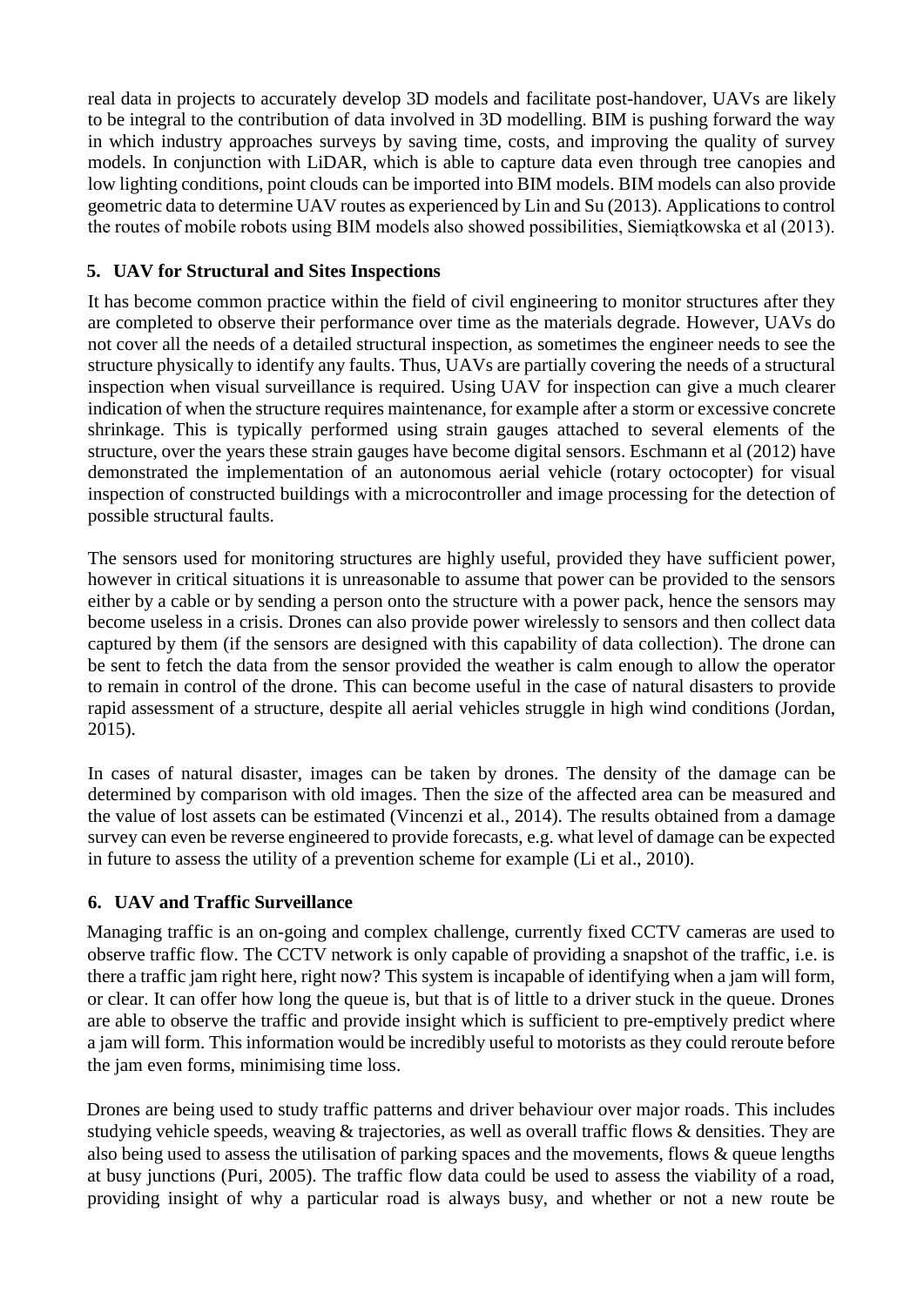real data in projects to accurately develop 3D models and facilitate post-handover, UAVs are likely to be integral to the contribution of data involved in 3D modelling. BIM is pushing forward the way in which industry approaches surveys by saving time, costs, and improving the quality of survey models. In conjunction with LiDAR, which is able to capture data even through tree canopies and low lighting conditions, point clouds can be imported into BIM models. BIM models can also provide geometric data to determine UAV routes as experienced by Lin and Su (2013). Applications to control the routes of mobile robots using BIM models also showed possibilities, Siemiątkowska et al (2013).

## 5. UAV for Structural and Sites Inspections

It has become common practice within the field of civil engineering to monitor structures after they are completed to observe their performance over time as the materials degrade. However, UAVs do not cover all the needs of a detailed structural inspection, as sometimes the engineer needs to see the structure physically to identify any faults. Thus, UAVs are partially covering the needs of a structural inspection when visual surveillance is required. Using UAV for inspection can give a much clearer indication of when the structure requires maintenance, for example after a storm or excessive concrete shrinkage. This is typically performed using strain gauges attached to several elements of the structure, over the years these strain gauges have become digital sensors. Eschmann et al (2012) have demonstrated the implementation of an autonomous aerial vehicle (rotary octocopter) for visual inspection of constructed buildings with a microcontroller and image processing for the detection of possible structural faults.

The sensors used for monitoring structures are highly useful, provided they have sufficient power, however in critical situations it is unreasonable to assume that power can be provided to the sensors either by a cable or by sending a person onto the structure with a power pack, hence the sensors may become useless in a crisis. Drones can also provide power wirelessly to sensors and then collect data captured by them (if the sensors are designed with this capability of data collection). The drone can be sent to fetch the data from the sensor provided the weather is calm enough to allow the operator to remain in control of the drone. This can become useful in the case of natural disasters to provide rapid assessment of a structure, despite all aerial vehicles struggle in high wind conditions (Jordan, 2015).

In cases of natural disaster, images can be taken by drones. The density of the damage can be determined by comparison with old images. Then the size of the affected area can be measured and the value of lost assets can be estimated (Vincenzi et al., 2014). The results obtained from a damage survey can even be reverse engineered to provide forecasts, e.g. what level of damage can be expected in future to assess the utility of a prevention scheme for example (Li et al., 2010).

## 6. UAV and Traffic Surveillance

Managing traffic is an on-going and complex challenge, currently fixed CCTV cameras are used to observe traffic flow. The CCTV network is only capable of providing a snapshot of the traffic, i.e. is there a traffic jam right here, right now? This system is incapable of identifying when a jam will form, or clear. It can offer how long the queue is, but that is of little to a driver stuck in the queue. Drones are able to observe the traffic and provide insight which is sufficient to pre-emptively predict where a jam will form. This information would be incredibly useful to motorists as they could reroute before the jam even forms, minimising time loss.

Drones are being used to study traffic patterns and driver behaviour over major roads. This includes studying vehicle speeds, weaving & trajectories, as well as overall traffic flows & densities. They are also being used to assess the utilisation of parking spaces and the movements, flows & queue lengths at busy junctions (Puri, 2005). The traffic flow data could be used to assess the viability of a road, providing insight of why a particular road is always busy, and whether or not a new route be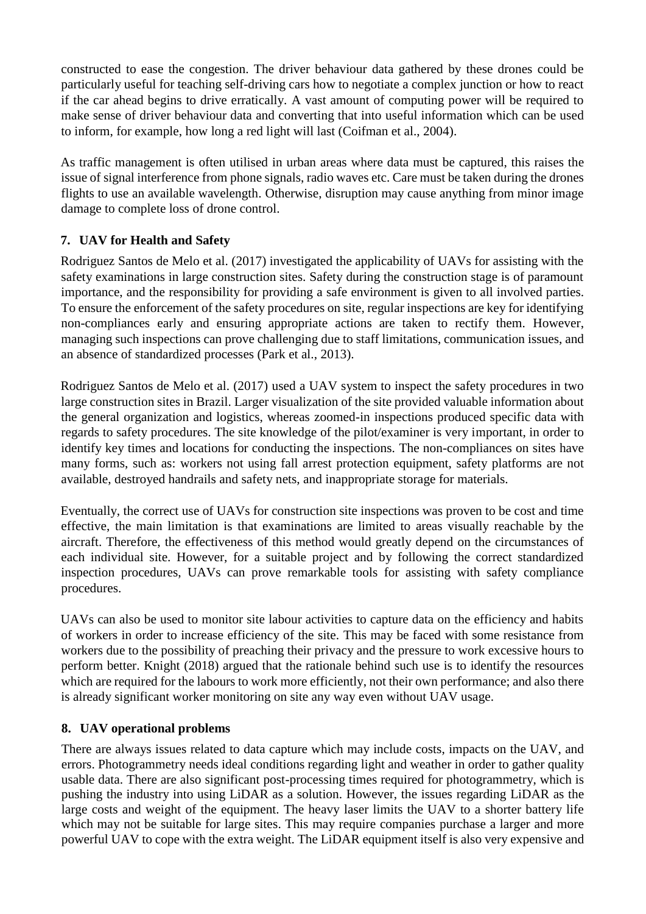constructed to ease the congestion. The driver behaviour data gathered by these drones could be particularly useful for teaching self-driving cars how to negotiate a complex junction or how to react if the car ahead begins to drive erratically. A vast amount of computing power will be required to make sense of driver behaviour data and converting that into useful information which can be used to inform, for example, how long a red light will last (Coifman et al., 2004).

As traffic management is often utilised in urban areas where data must be captured, this raises the issue of signal interference from phone signals, radio waves etc. Care must be taken during the drones flights to use an available wavelength. Otherwise, disruption may cause anything from minor image damage to complete loss of drone control.

## 7. UAV for Health and Safety

Rodriguez Santos de Melo et al. (2017) investigated the applicability of UAVs for assisting with the safety examinations in large construction sites. Safety during the construction stage is of paramount importance, and the responsibility for providing a safe environment is given to all involved parties. To ensure the enforcement of the safety procedures on site, regular inspections are key for identifying non-compliances early and ensuring appropriate actions are taken to rectify them. However, managing such inspections can prove challenging due to staff limitations, communication issues, and an absence of standardized processes (Park et al., 2013).

Rodriguez Santos de Melo et al. (2017) used a UAV system to inspect the safety procedures in two large construction sites in Brazil. Larger visualization of the site provided valuable information about the general organization and logistics, whereas zoomed-in inspections produced specific data with regards to safety procedures. The site knowledge of the pilot/examiner is very important, in order to identify key times and locations for conducting the inspections. The non-compliances on sites have many forms, such as: workers not using fall arrest protection equipment, safety platforms are not available, destroyed handrails and safety nets, and inappropriate storage for materials.

Eventually, the correct use of UAVs for construction site inspections was proven to be cost and time effective, the main limitation is that examinations are limited to areas visually reachable by the aircraft. Therefore, the effectiveness of this method would greatly depend on the circumstances of each individual site. However, for a suitable project and by following the correct standardized inspection procedures, UAVs can prove remarkable tools for assisting with safety compliance procedures.

UAVs can also be used to monitor site labour activities to capture data on the efficiency and habits of workers in order to increase efficiency of the site. This may be faced with some resistance from workers due to the possibility of preaching their privacy and the pressure to work excessive hours to perform better. Knight (2018) argued that the rationale behind such use is to identify the resources which are required for the labours to work more efficiently, not their own performance; and also there is already significant worker monitoring on site any way even without UAV usage.

## 8. UAV operational problems

There are always issues related to data capture which may include costs, impacts on the UAV, and errors. Photogrammetry needs ideal conditions regarding light and weather in order to gather quality usable data. There are also significant post-processing times required for photogrammetry, which is pushing the industry into using LiDAR as a solution. However, the issues regarding LiDAR as the large costs and weight of the equipment. The heavy laser limits the UAV to a shorter battery life which may not be suitable for large sites. This may require companies purchase a larger and more powerful UAV to cope with the extra weight. The LiDAR equipment itself is also very expensive and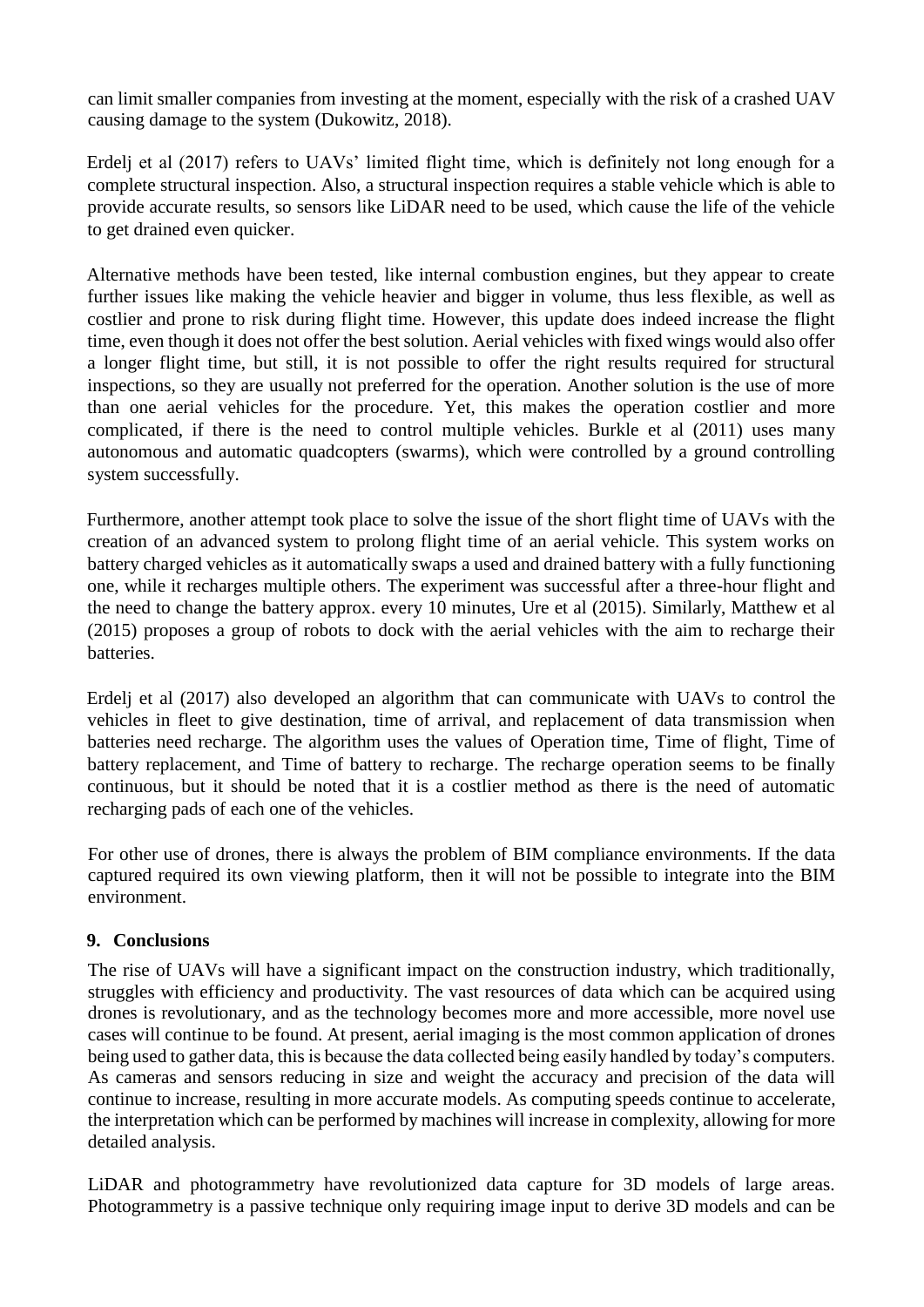can limit smaller companies from investing at the moment, especially with the risk of a crashed UAV causing damage to the system (Dukowitz, 2018).

Erdelj et al (2017) refers to UAVs' limited flight time, which is definitely not long enough for a complete structural inspection. Also, a structural inspection requires a stable vehicle which is able to provide accurate results, so sensors like LiDAR need to be used, which cause the life of the vehicle to get drained even quicker.

Alternative methods have been tested, like internal combustion engines, but they appear to create further issues like making the vehicle heavier and bigger in volume, thus less flexible, as well as costlier and prone to risk during flight time. However, this update does indeed increase the flight time, even though it does not offer the best solution. Aerial vehicles with fixed wings would also offer a longer flight time, but still, it is not possible to offer the right results required for structural inspections, so they are usually not preferred for the operation. Another solution is the use of more than one aerial vehicles for the procedure. Yet, this makes the operation costlier and more complicated, if there is the need to control multiple vehicles. Burkle et al (2011) uses many autonomous and automatic quadcopters (swarms), which were controlled by a ground controlling system successfully.

Furthermore, another attempt took place to solve the issue of the short flight time of UAVs with the creation of an advanced system to prolong flight time of an aerial vehicle. This system works on battery charged vehicles as it automatically swaps a used and drained battery with a fully functioning one, while it recharges multiple others. The experiment was successful after a three-hour flight and the need to change the battery approx. every 10 minutes, Ure et al (2015). Similarly, Matthew et al (2015) proposes a group of robots to dock with the aerial vehicles with the aim to recharge their batteries.

Erdelj et al (2017) also developed an algorithm that can communicate with UAVs to control the vehicles in fleet to give destination, time of arrival, and replacement of data transmission when batteries need recharge. The algorithm uses the values of Operation time, Time of flight, Time of battery replacement, and Time of battery to recharge. The recharge operation seems to be finally continuous, but it should be noted that it is a costlier method as there is the need of automatic recharging pads of each one of the vehicles.

For other use of drones, there is always the problem of BIM compliance environments. If the data captured required its own viewing platform, then it will not be possible to integrate into the BIM environment.

## 9. Conclusions

The rise of UAVs will have a significant impact on the construction industry, which traditionally, struggles with efficiency and productivity. The vast resources of data which can be acquired using drones is revolutionary, and as the technology becomes more and more accessible, more novel use cases will continue to be found. At present, aerial imaging is the most common application of drones being used to gather data, this is because the data collected being easily handled by today's computers. As cameras and sensors reducing in size and weight the accuracy and precision of the data will continue to increase, resulting in more accurate models. As computing speeds continue to accelerate, the interpretation which can be performed by machines will increase in complexity, allowing for more detailed analysis.

LiDAR and photogrammetry have revolutionized data capture for 3D models of large areas. Photogrammetry is a passive technique only requiring image input to derive 3D models and can be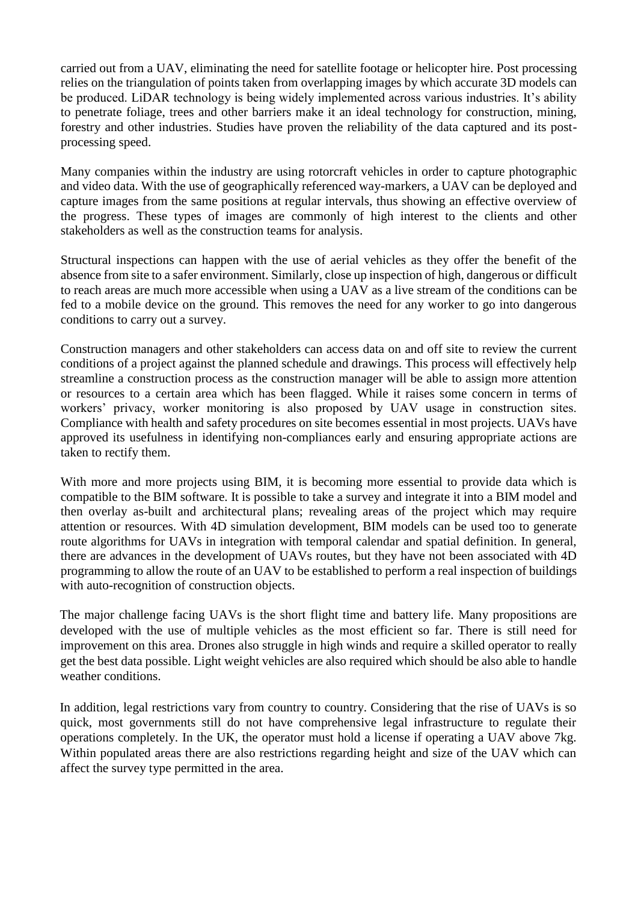carried out from a UAV, eliminating the need for satellite footage or helicopter hire. Post processing relies on the triangulation of points taken from overlapping images by which accurate 3D models can be produced. LiDAR technology is being widely implemented across various industries. It's ability to penetrate foliage, trees and other barriers make it an ideal technology for construction, mining, forestry and other industries. Studies have proven the reliability of the data captured and its post-processing speed.

Many companies within the industry are using rotorcraft vehicles in order to capture photographic and video data. With the use of geographically referenced way-markers, a UAV can be deployed and capture images from the same positions at regular intervals, thus showing an effective overview of the progress. These types of images are commonly of high interest to the clients and other stakeholders as well as the construction teams for analysis.

Structural inspections can happen with the use of aerial vehicles as they offer the benefit of the absence from site to a safer environment. Similarly, close up inspection of high, dangerous or difficult to reach areas are much more accessible when using a UAV as a live stream of the conditions can be fed to a mobile device on the ground. This removes the need for any worker to go into dangerous conditions to carry out a survey.

Construction managers and other stakeholders can access data on and off site to review the current conditions of a project against the planned schedule and drawings. This process will effectively help streamline a construction process as the construction manager will be able to assign more attention or resources to a certain area which has been flagged. While it raises some concern in terms of workers' privacy, worker monitoring is also proposed by UAV usage in construction sites. Compliance with health and safety procedures on site becomes essential in most projects. UAVs have approved its usefulness in identifying non-compliances early and ensuring appropriate actions are taken to rectify them.

With more and more projects using BIM, it is becoming more essential to provide data which is compatible to the BIM software. It is possible to take a survey and integrate it into a BIM model and then overlay as-built and architectural plans; revealing areas of the project which may require attention or resources. With 4D simulation development, BIM models can be used too to generate route algorithms for UAVs in integration with temporal calendar and spatial definition. In general, there are advances in the development of UAVs routes, but they have not been associated with 4D programming to allow the route of an UAV to be established to perform a real inspection of buildings with auto-recognition of construction objects.

The major challenge facing UAVs is the short flight time and battery life. Many propositions are developed with the use of multiple vehicles as the most efficient so far. There is still need for improvement on this area. Drones also struggle in high winds and require a skilled operator to really get the best data possible. Light weight vehicles are also required which should be also able to handle weather conditions.

In addition, legal restrictions vary from country to country. Considering that the rise of UAVs is so quick, most governments still do not have comprehensive legal infrastructure to regulate their operations completely. In the UK, the operator must hold a license if operating a UAV above 7kg. Within populated areas there are also restrictions regarding height and size of the UAV which can affect the survey type permitted in the area.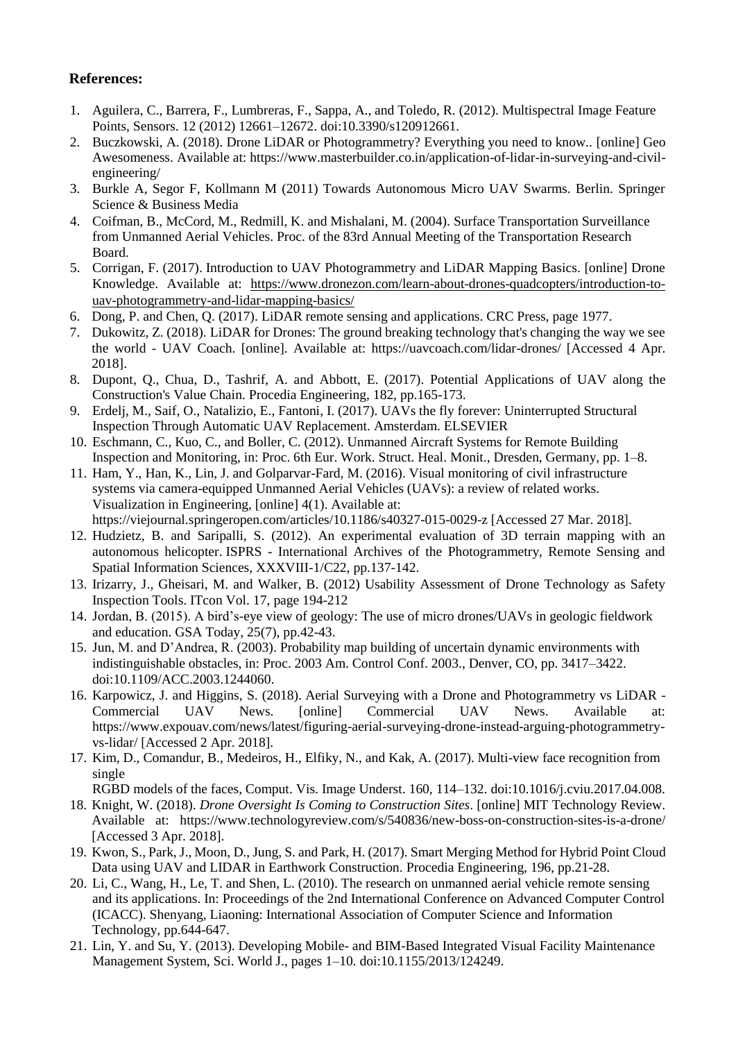**References:**

1. Aguilera, C., Barrera, F., Lumbreras, F., Sappa, A., and Toledo, R. (2012). Multispectral Image Feature Points, Sensors. 12 (2012) 12661–12672. doi:10.3390/s120912661.
2. Buczkowski, A. (2018). Drone LiDAR or Photogrammetry? Everything you need to know.. [online] Geo Awesomeness. Available at: https://www.masterbuilder.co.in/application-of-lidar-in-surveying-and-civil-engineering/
3. Burkle A, Segor F, Kollmann M (2011) Towards Autonomous Micro UAV Swarms. Berlin. Springer Science & Business Media
4. Coifman, B., McCord, M., Redmill, K. and Mishalani, M. (2004). Surface Transportation Surveillance from Unmanned Aerial Vehicles. Proc. of the 83rd Annual Meeting of the Transportation Research Board.
5. Corrigan, F. (2017). Introduction to UAV Photogrammetry and LiDAR Mapping Basics. [online] Drone Knowledge. Available at: https://www.dronezon.com/learn-about-drones-quadcopters/introduction-to-uav-photogrammetry-and-lidar-mapping-basics/
6. Dong, P. and Chen, Q. (2017). LiDAR remote sensing and applications. CRC Press, page 1977.
7. Dukowitz, Z. (2018). LiDAR for Drones: The ground breaking technology that's changing the way we see the world - UAV Coach. [online]. Available at: https://uavcoach.com/lidar-drones/ [Accessed 4 Apr. 2018].
8. Dupont, Q., Chua, D., Tashrif, A. and Abbott, E. (2017). Potential Applications of UAV along the Construction's Value Chain. Procedia Engineering, 182, pp.165-173.
9. Erdelj, M., Saif, O., Natalizio, E., Fantoni, I. (2017). UAVs the fly forever: Uninterrupted Structural Inspection Through Automatic UAV Replacement. Amsterdam. ELSEVIER
10. Eschmann, C., Kuo, C., and Boller, C. (2012). Unmanned Aircraft Systems for Remote Building Inspection and Monitoring, in: Proc. 6th Eur. Work. Struct. Heal. Monit., Dresden, Germany, pp. 1–8.
11. Ham, Y., Han, K., Lin, J. and Golparvar-Fard, M. (2016). Visual monitoring of civil infrastructure systems via camera-equipped Unmanned Aerial Vehicles (UAVs): a review of related works. Visualization in Engineering, [online] 4(1). Available at: https://viejournal.springeropen.com/articles/10.1186/s40327-015-0029-z [Accessed 27 Mar. 2018].
12. Hudzietz, B. and Saripalli, S. (2012). An experimental evaluation of 3D terrain mapping with an autonomous helicopter. ISPRS - International Archives of the Photogrammetry, Remote Sensing and Spatial Information Sciences, XXXVIII-1/C22, pp.137-142.
13. Irizarry, J., Gheisari, M. and Walker, B. (2012) Usability Assessment of Drone Technology as Safety Inspection Tools. ITcon Vol. 17, page 194-212
14. Jordan, B. (2015). A bird's-eye view of geology: The use of micro drones/UAVs in geologic fieldwork and education. GSA Today, 25(7), pp.42-43.
15. Jun, M. and D'Andrea, R. (2003). Probability map building of uncertain dynamic environments with indistinguishable obstacles, in: Proc. 2003 Am. Control Conf. 2003., Denver, CO, pp. 3417–3422. doi:10.1109/ACC.2003.1244060.
16. Karpowicz, J. and Higgins, S. (2018). Aerial Surveying with a Drone and Photogrammetry vs LiDAR - Commercial UAV News. [online] Commercial UAV News. Available at: https://www.expouav.com/news/latest/figuring-aerial-surveying-drone-instead-arguing-photogrammetry-vs-lidar/ [Accessed 2 Apr. 2018].
17. Kim, D., Comandur, B., Medeiros, H., Elfiky, N., and Kak, A. (2017). Multi-view face recognition from single RGBD models of the faces, Comput. Vis. Image Underst. 160, 114–132. doi:10.1016/j.cviu.2017.04.008.
18. Knight, W. (2018). *Drone Oversight Is Coming to Construction Sites*. [online] MIT Technology Review. Available at: https://www.technologyreview.com/s/540836/new-boss-on-construction-sites-is-a-drone/ [Accessed 3 Apr. 2018].
19. Kwon, S., Park, J., Moon, D., Jung, S. and Park, H. (2017). Smart Merging Method for Hybrid Point Cloud Data using UAV and LIDAR in Earthwork Construction. Procedia Engineering, 196, pp.21-28.
20. Li, C., Wang, H., Le, T. and Shen, L. (2010). The research on unmanned aerial vehicle remote sensing and its applications. In: Proceedings of the 2nd International Conference on Advanced Computer Control (ICACC). Shenyang, Liaoning: International Association of Computer Science and Information Technology, pp.644-647.
21. Lin, Y. and Su, Y. (2013). Developing Mobile- and BIM-Based Integrated Visual Facility Maintenance Management System, Sci. World J., pages 1–10. doi:10.1155/2013/124249.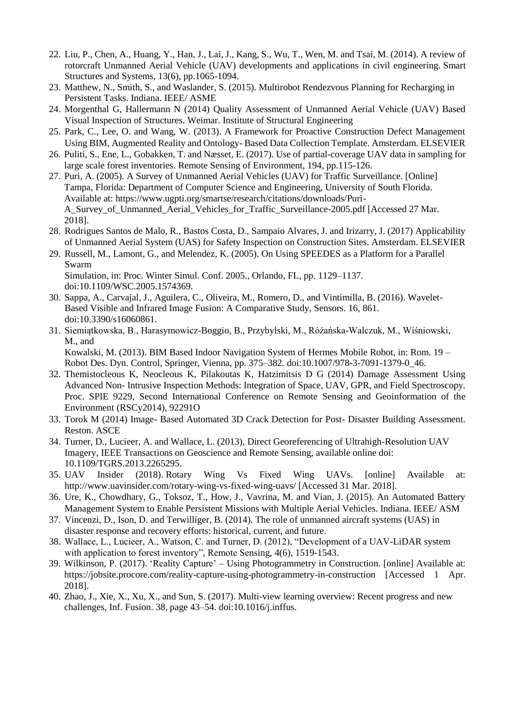22. Liu, P., Chen, A., Huang, Y., Han, J., Lai, J., Kang, S., Wu, T., Wen, M. and Tsai, M. (2014). A review of rotorcraft Unmanned Aerial Vehicle (UAV) developments and applications in civil engineering. Smart Structures and Systems, 13(6), pp.1065-1094.
23. Matthew, N., Smith, S., and Waslander, S. (2015). Multirobot Rendezvous Planning for Recharging in Persistent Tasks. Indiana. IEEE/ ASME
24. Morgenthal G, Hallermann N (2014) Quality Assessment of Unmanned Aerial Vehicle (UAV) Based Visual Inspection of Structures. Weimar. Institute of Structural Engineering
25. Park, C., Lee, O. and Wang, W. (2013). A Framework for Proactive Construction Defect Management Using BIM, Augmented Reality and Ontology- Based Data Collection Template. Amsterdam. ELSEVIER
26. Puliti, S., Ene, L., Gobakken, T. and Næsset, E. (2017). Use of partial-coverage UAV data in sampling for large scale forest inventories. Remote Sensing of Environment, 194, pp.115-126.
27. Puri, A. (2005). A Survey of Unmanned Aerial Vehicles (UAV) for Traffic Surveillance. [Online] Tampa, Florida: Department of Computer Science and Engineering, University of South Florida. Available at: https://www.ugpti.org/smartse/research/citations/downloads/Puri-A_Survey_of_Unmanned_Aerial_Vehicles_for_Traffic_Surveillance-2005.pdf [Accessed 27 Mar. 2018].
28. Rodrigues Santos de Malo, R., Bastos Costa, D., Sampaio Alvares, J. and Irizarry, J. (2017) Applicability of Unmanned Aerial System (UAS) for Safety Inspection on Construction Sites. Amsterdam. ELSEVIER
29. Russell, M., Lamont, G., and Melendez, K. (2005). On Using SPEEDES as a Platform for a Parallel Swarm Simulation, in: Proc. Winter Simul. Conf. 2005., Orlando, FL, pp. 1129–1137. doi:10.1109/WSC.2005.1574369.
30. Sappa, A., Carvajal, J., Aguilera, C., Oliveira, M., Romero, D., and Vintimilla, B. (2016). Wavelet-Based Visible and Infrared Image Fusion: A Comparative Study, Sensors. 16, 861. doi:10.3390/s16060861.
31. Siemiątkowska, B., Harasymowicz-Boggio, B., Przybylski, M., Różańska-Walczuk, M., Wiśniowski, M., and Kowalski, M. (2013). BIM Based Indoor Navigation System of Hermes Mobile Robot, in: Rom. 19 – Robot Des. Dyn. Control, Springer, Vienna, pp. 375–382. doi:10.1007/978-3-7091-1379-0_46.
32. Themistocleous K, Neocleous K, Pilakoutas K, Hatzimitsis D G (2014) Damage Assessment Using Advanced Non- Intrusive Inspection Methods: Integration of Space, UAV, GPR, and Field Spectroscopy. Proc. SPIE 9229, Second International Conference on Remote Sensing and Geoinformation of the Environment (RSCy2014), 92291O
33. Torok M (2014) Image- Based Automated 3D Crack Detection for Post- Disaster Building Assessment. Reston. ASCE
34. Turner, D., Lucieer, A. and Wallace, L. (2013), Direct Georeferencing of Ultrahigh-Resolution UAV Imagery, IEEE Transactions on Geoscience and Remote Sensing, available online doi: 10.1109/TGRS.2013.2265295.
35. UAV Insider (2018). Rotary Wing Vs Fixed Wing UAVs. [online] Available at: http://www.uavinsider.com/rotary-wing-vs-fixed-wing-uavs/ [Accessed 31 Mar. 2018].
36. Ure, K., Chowdhary, G., Toksoz, T., How, J., Vavrina, M. and Vian, J. (2015). An Automated Battery Management System to Enable Persistent Missions with Multiple Aerial Vehicles. Indiana. IEEE/ ASM
37. Vincenzi, D., Ison, D. and Terwilliger, B. (2014). The role of unmanned aircraft systems (UAS) in disaster response and recovery efforts: historical, current, and future.
38. Wallace, L., Lucieer, A., Watson, C. and Turner, D. (2012), "Development of a UAV-LiDAR system with application to forest inventory", Remote Sensing, 4(6), 1519-1543.
39. Wilkinson, P. (2017). 'Reality Capture' – Using Photogrammetry in Construction. [online] Available at: https://jobsite.procore.com/reality-capture-using-photogrammetry-in-construction [Accessed 1 Apr. 2018].
40. Zhao, J., Xie, X., Xu, X., and Sun, S. (2017). Multi-view learning overview: Recent progress and new challenges, Inf. Fusion. 38, page 43–54. doi:10.1016/j.inffus.